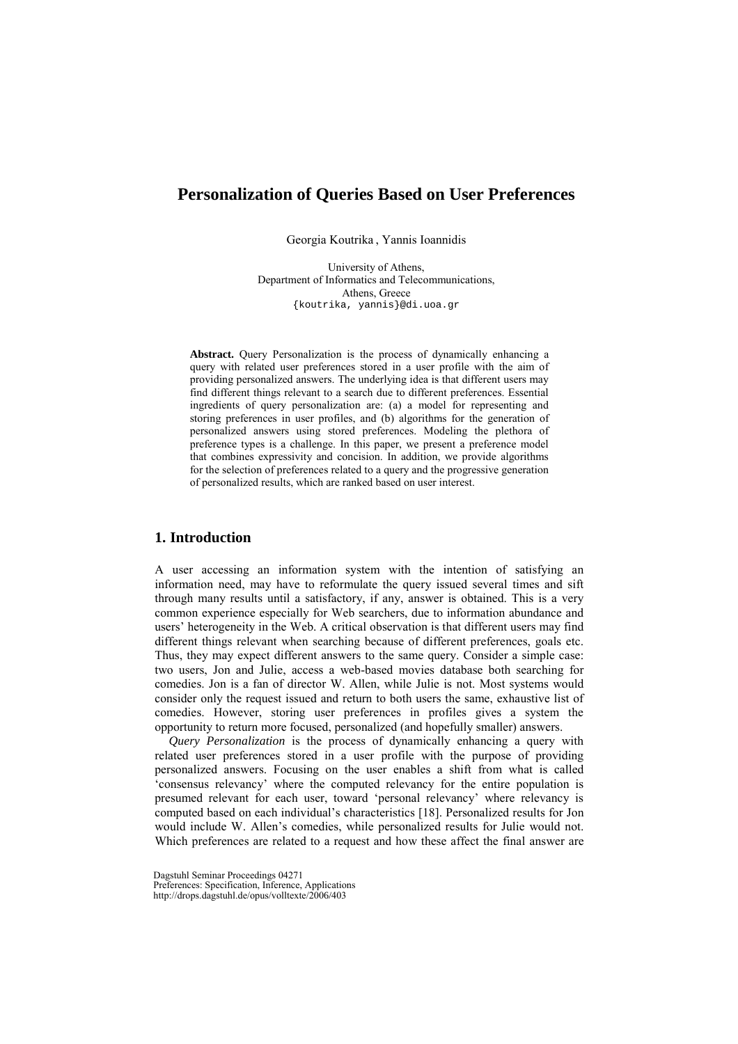# Personalization of Queries Based on User Preferences

Georgia Koutrika , Yannis Ioannidis

University of Athens,
Department of Informatics and Telecommunications,
Athens, Greece
{koutrika, yannis}@di.uoa.gr

**Abstract.** Query Personalization is the process of dynamically enhancing a query with related user preferences stored in a user profile with the aim of providing personalized answers. The underlying idea is that different users may find different things relevant to a search due to different preferences. Essential ingredients of query personalization are: (a) a model for representing and storing preferences in user profiles, and (b) algorithms for the generation of personalized answers using stored preferences. Modeling the plethora of preference types is a challenge. In this paper, we present a preference model that combines expressivity and concision. In addition, we provide algorithms for the selection of preferences related to a query and the progressive generation of personalized results, which are ranked based on user interest.

## 1. Introduction

A user accessing an information system with the intention of satisfying an information need, may have to reformulate the query issued several times and sift through many results until a satisfactory, if any, answer is obtained. This is a very common experience especially for Web searchers, due to information abundance and users' heterogeneity in the Web. A critical observation is that different users may find different things relevant when searching because of different preferences, goals etc. Thus, they may expect different answers to the same query. Consider a simple case: two users, Jon and Julie, access a web-based movies database both searching for comedies. Jon is a fan of director W. Allen, while Julie is not. Most systems would consider only the request issued and return to both users the same, exhaustive list of comedies. However, storing user preferences in profiles gives a system the opportunity to return more focused, personalized (and hopefully smaller) answers.

*Query Personalization* is the process of dynamically enhancing a query with related user preferences stored in a user profile with the purpose of providing personalized answers. Focusing on the user enables a shift from what is called 'consensus relevancy' where the computed relevancy for the entire population is presumed relevant for each user, toward 'personal relevancy' where relevancy is computed based on each individual's characteristics [18]. Personalized results for Jon would include W. Allen's comedies, while personalized results for Julie would not. Which preferences are related to a request and how these affect the final answer are

Dagstuhl Seminar Proceedings 04271
Preferences: Specification, Inference, Applications
http://drops.dagstuhl.de/opus/volltexte/2006/403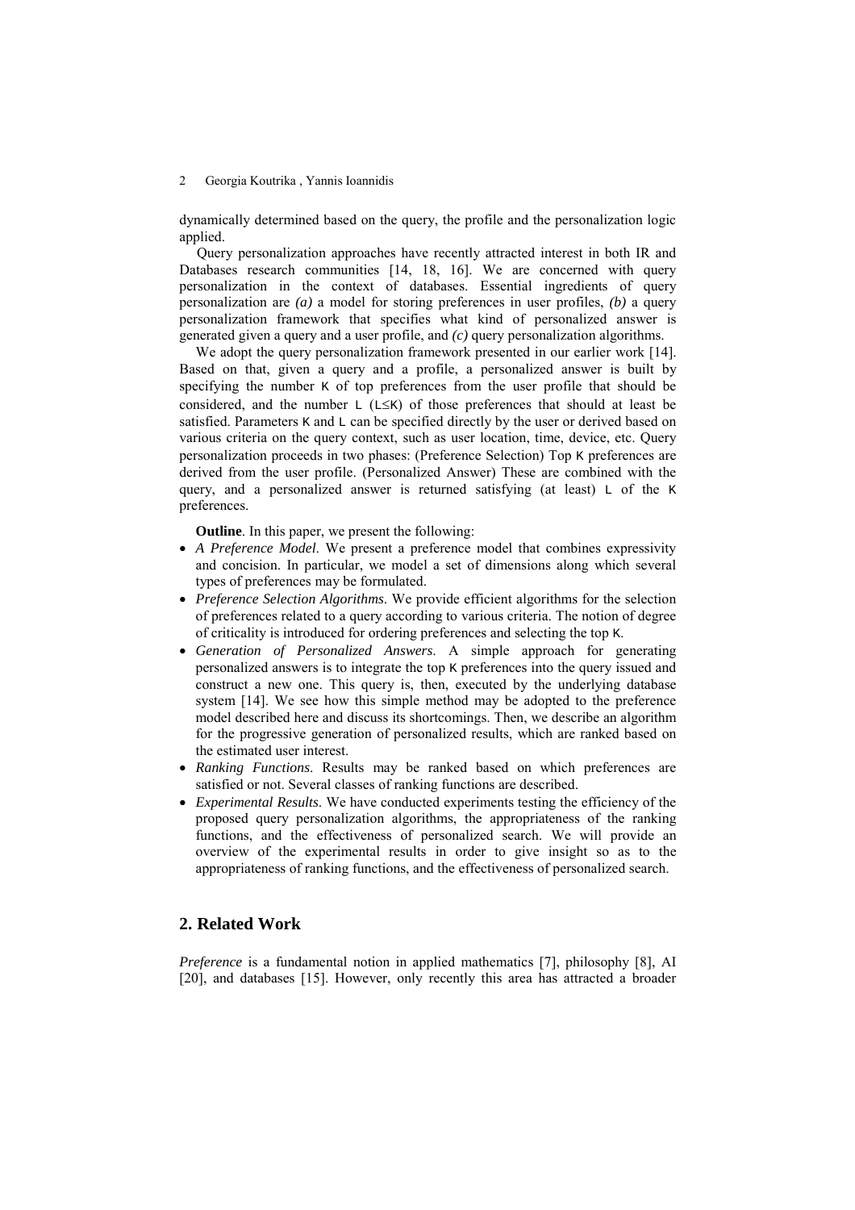dynamically determined based on the query, the profile and the personalization logic applied.

Query personalization approaches have recently attracted interest in both IR and Databases research communities [14, 18, 16]. We are concerned with query personalization in the context of databases. Essential ingredients of query personalization are *(a)* a model for storing preferences in user profiles, *(b)* a query personalization framework that specifies what kind of personalized answer is generated given a query and a user profile, and *(c)* query personalization algorithms.

We adopt the query personalization framework presented in our earlier work [14]. Based on that, given a query and a profile, a personalized answer is built by specifying the number K of top preferences from the user profile that should be considered, and the number L (L≤K) of those preferences that should at least be satisfied. Parameters K and L can be specified directly by the user or derived based on various criteria on the query context, such as user location, time, device, etc. Query personalization proceeds in two phases: (Preference Selection) Top K preferences are derived from the user profile. (Personalized Answer) These are combined with the query, and a personalized answer is returned satisfying (at least) L of the K preferences.

**Outline**. In this paper, we present the following:

- *A Preference Model*. We present a preference model that combines expressivity and concision. In particular, we model a set of dimensions along which several types of preferences may be formulated.
- *Preference Selection Algorithms*. We provide efficient algorithms for the selection of preferences related to a query according to various criteria. The notion of degree of criticality is introduced for ordering preferences and selecting the top K.
- *Generation of Personalized Answers*. A simple approach for generating personalized answers is to integrate the top K preferences into the query issued and construct a new one. This query is, then, executed by the underlying database system [14]. We see how this simple method may be adopted to the preference model described here and discuss its shortcomings. Then, we describe an algorithm for the progressive generation of personalized results, which are ranked based on the estimated user interest.
- *Ranking Functions*. Results may be ranked based on which preferences are satisfied or not. Several classes of ranking functions are described.
- *Experimental Results*. We have conducted experiments testing the efficiency of the proposed query personalization algorithms, the appropriateness of the ranking functions, and the effectiveness of personalized search. We will provide an overview of the experimental results in order to give insight so as to the appropriateness of ranking functions, and the effectiveness of personalized search.

## 2. Related Work

*Preference* is a fundamental notion in applied mathematics [7], philosophy [8], AI [20], and databases [15]. However, only recently this area has attracted a broader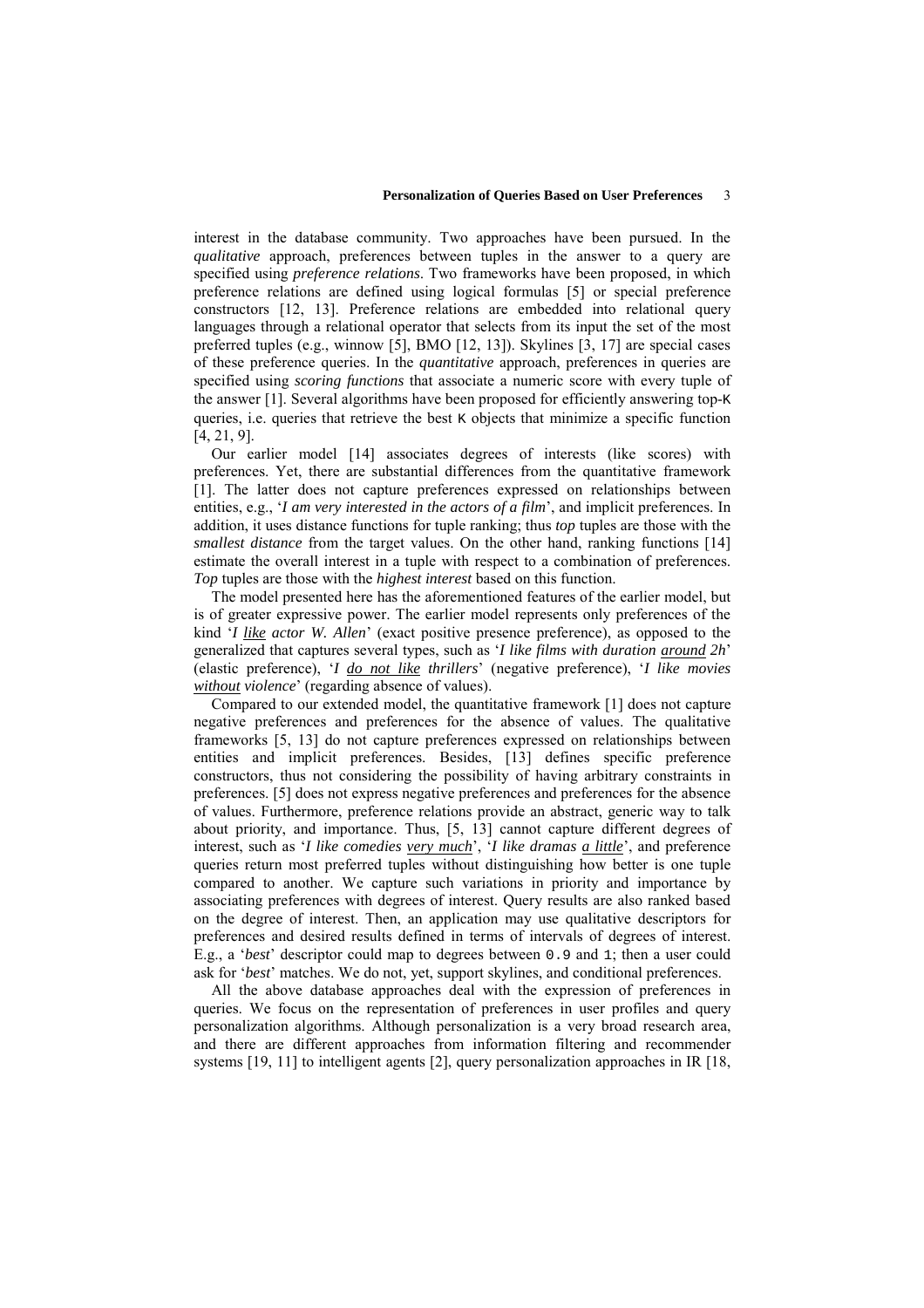interest in the database community. Two approaches have been pursued. In the *qualitative* approach, preferences between tuples in the answer to a query are specified using *preference relations*. Two frameworks have been proposed, in which preference relations are defined using logical formulas [5] or special preference constructors [12, 13]. Preference relations are embedded into relational query languages through a relational operator that selects from its input the set of the most preferred tuples (e.g., winnow [5], BMO [12, 13]). Skylines [3, 17] are special cases of these preference queries. In the *quantitative* approach, preferences in queries are specified using *scoring functions* that associate a numeric score with every tuple of the answer [1]. Several algorithms have been proposed for efficiently answering top-K queries, i.e. queries that retrieve the best K objects that minimize a specific function [4, 21, 9].

Our earlier model [14] associates degrees of interests (like scores) with preferences. Yet, there are substantial differences from the quantitative framework [1]. The latter does not capture preferences expressed on relationships between entities, e.g., '*I am very interested in the actors of a film*', and implicit preferences. In addition, it uses distance functions for tuple ranking; thus *top* tuples are those with the *smallest distance* from the target values. On the other hand, ranking functions [14] estimate the overall interest in a tuple with respect to a combination of preferences. *Top* tuples are those with the *highest interest* based on this function.

The model presented here has the aforementioned features of the earlier model, but is of greater expressive power. The earlier model represents only preferences of the kind '*I like actor W. Allen*' (exact positive presence preference), as opposed to the generalized that captures several types, such as '*I like films with duration around 2h*' (elastic preference), '*I do not like thrillers*' (negative preference), '*I like movies without violence*' (regarding absence of values).

Compared to our extended model, the quantitative framework [1] does not capture negative preferences and preferences for the absence of values. The qualitative frameworks [5, 13] do not capture preferences expressed on relationships between entities and implicit preferences. Besides, [13] defines specific preference constructors, thus not considering the possibility of having arbitrary constraints in preferences. [5] does not express negative preferences and preferences for the absence of values. Furthermore, preference relations provide an abstract, generic way to talk about priority, and importance. Thus, [5, 13] cannot capture different degrees of interest, such as '*I like comedies very much*', '*I like dramas a little*', and preference queries return most preferred tuples without distinguishing how better is one tuple compared to another. We capture such variations in priority and importance by associating preferences with degrees of interest. Query results are also ranked based on the degree of interest. Then, an application may use qualitative descriptors for preferences and desired results defined in terms of intervals of degrees of interest. E.g., a '*best*' descriptor could map to degrees between 0.9 and 1; then a user could ask for '*best*' matches. We do not, yet, support skylines, and conditional preferences.

All the above database approaches deal with the expression of preferences in queries. We focus on the representation of preferences in user profiles and query personalization algorithms. Although personalization is a very broad research area, and there are different approaches from information filtering and recommender systems [19, 11] to intelligent agents [2], query personalization approaches in IR [18,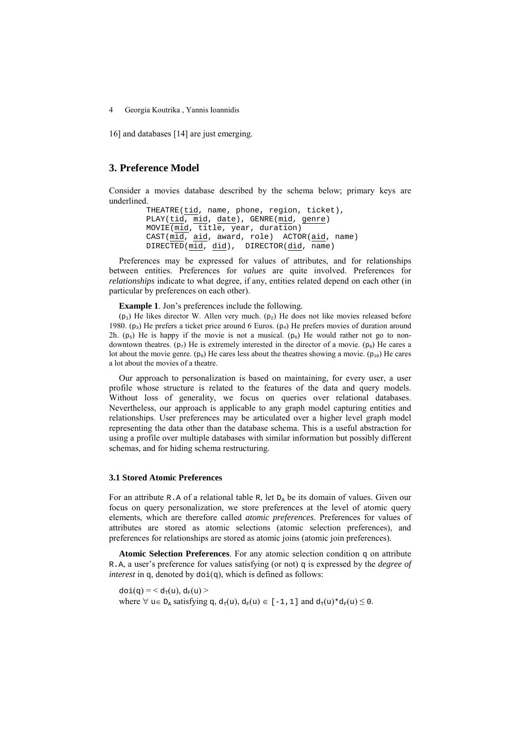16] and databases [14] are just emerging.

# 3. Preference Model

Consider a movies database described by the schema below; primary keys are underlined.

```
THEATRE(tid, name, phone, region, ticket),
PLAY(tid, mid, date), GENRE(mid, genre)
MOVIE(mid, title, year, duration)
CAST(mid, aid, award, role)  ACTOR(aid, name)
DIRECTED(mid, did),  DIRECTOR(did, name)
```

Preferences may be expressed for values of attributes, and for relationships between entities. Preferences for *values* are quite involved. Preferences for *relationships* indicate to what degree, if any, entities related depend on each other (in particular by preferences on each other).

**Example 1**. Jon's preferences include the following.

($p_1$) He likes director W. Allen very much. ($p_2$) He does not like movies released before 1980. ($p_3$) He prefers a ticket price around 6 Euros. ($p_4$) He prefers movies of duration around 2h. ($p_5$) He is happy if the movie is not a musical. ($p_6$) He would rather not go to non-downtown theatres. ($p_7$) He is extremely interested in the director of a movie. ($p_8$) He cares a lot about the movie genre. ($p_9$) He cares less about the theatres showing a movie. ($p_{10}$) He cares a lot about the movies of a theatre.

Our approach to personalization is based on maintaining, for every user, a user profile whose structure is related to the features of the data and query models. Without loss of generality, we focus on queries over relational databases. Nevertheless, our approach is applicable to any graph model capturing entities and relationships. User preferences may be articulated over a higher level graph model representing the data other than the database schema. This is a useful abstraction for using a profile over multiple databases with similar information but possibly different schemas, and for hiding schema restructuring.

### 3.1 Stored Atomic Preferences

For an attribute R.A of a relational table R, let $D_A$ be its domain of values. Given our focus on query personalization, we store preferences at the level of atomic query elements, which are therefore called *atomic preferences*. Preferences for values of attributes are stored as atomic selections (atomic selection preferences), and preferences for relationships are stored as atomic joins (atomic join preferences).

**Atomic Selection Preferences**. For any atomic selection condition q on attribute R.A, a user's preference for values satisfying (or not) q is expressed by the *degree of interest* in q, denoted by doi(q), which is defined as follows:

$\text{doi}(q) = < d_T(u), d_F(u) >$

where $\forall\, u \in D_A$ satisfying q, $d_T(u), d_F(u) \in [-1,1]$ and $d_T(u) * d_F(u) \leq 0$.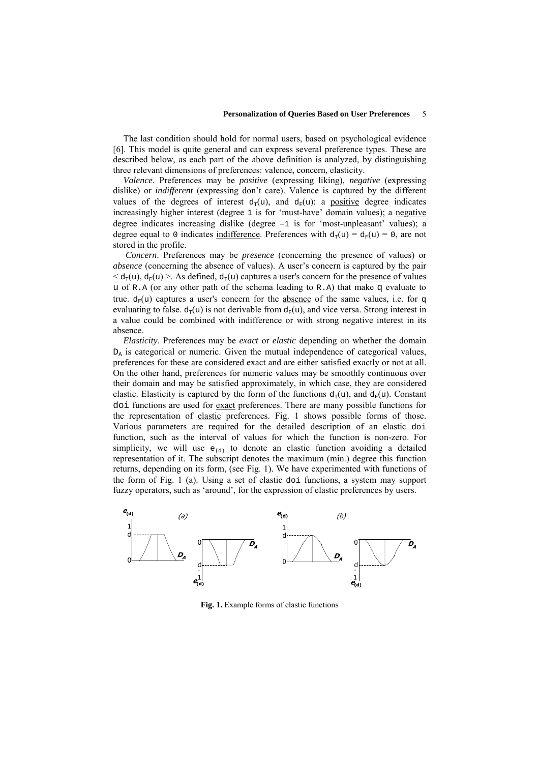The last condition should hold for normal users, based on psychological evidence [6]. This model is quite general and can express several preference types. These are described below, as each part of the above definition is analyzed, by distinguishing three relevant dimensions of preferences: valence, concern, elasticity.

*Valence*. Preferences may be *positive* (expressing liking), *negative* (expressing dislike) or *indifferent* (expressing don't care). Valence is captured by the different values of the degrees of interest $d_T(u)$, and $d_F(u)$: a positive degree indicates increasingly higher interest (degree 1 is for 'must-have' domain values); a negative degree indicates increasing dislike (degree –1 is for 'most-unpleasant' values); a degree equal to 0 indicates indifference. Preferences with $d_T(u) = d_F(u) = 0$, are not stored in the profile.

*Concern*. Preferences may be *presence* (concerning the presence of values) or *absence* (concerning the absence of values). A user's concern is captured by the pair $< d_T(u), d_F(u) >$. As defined, $d_T(u)$ captures a user's concern for the presence of values u of R.A (or any other path of the schema leading to R.A) that make q evaluate to true. $d_F(u)$ captures a user's concern for the absence of the same values, i.e. for q evaluating to false. $d_T(u)$ is not derivable from $d_F(u)$, and vice versa. Strong interest in a value could be combined with indifference or with strong negative interest in its absence.

*Elasticity*. Preferences may be *exact* or *elastic* depending on whether the domain $D_A$ is categorical or numeric. Given the mutual independence of categorical values, preferences for these are considered exact and are either satisfied exactly or not at all. On the other hand, preferences for numeric values may be smoothly continuous over their domain and may be satisfied approximately, in which case, they are considered elastic. Elasticity is captured by the form of the functions $d_T(u)$, and $d_F(u)$. Constant doi functions are used for exact preferences. There are many possible functions for the representation of elastic preferences. Fig. 1 shows possible forms of those. Various parameters are required for the detailed description of an elastic doi function, such as the interval of values for which the function is non-zero. For simplicity, we will use $e_{(d)}$ to denote an elastic function avoiding a detailed representation of it. The subscript denotes the maximum (min.) degree this function returns, depending on its form, (see Fig. 1). We have experimented with functions of the form of Fig. 1 (a). Using a set of elastic doi functions, a system may support fuzzy operators, such as 'around', for the expression of elastic preferences by users.

**Fig. 1.** Example forms of elastic functions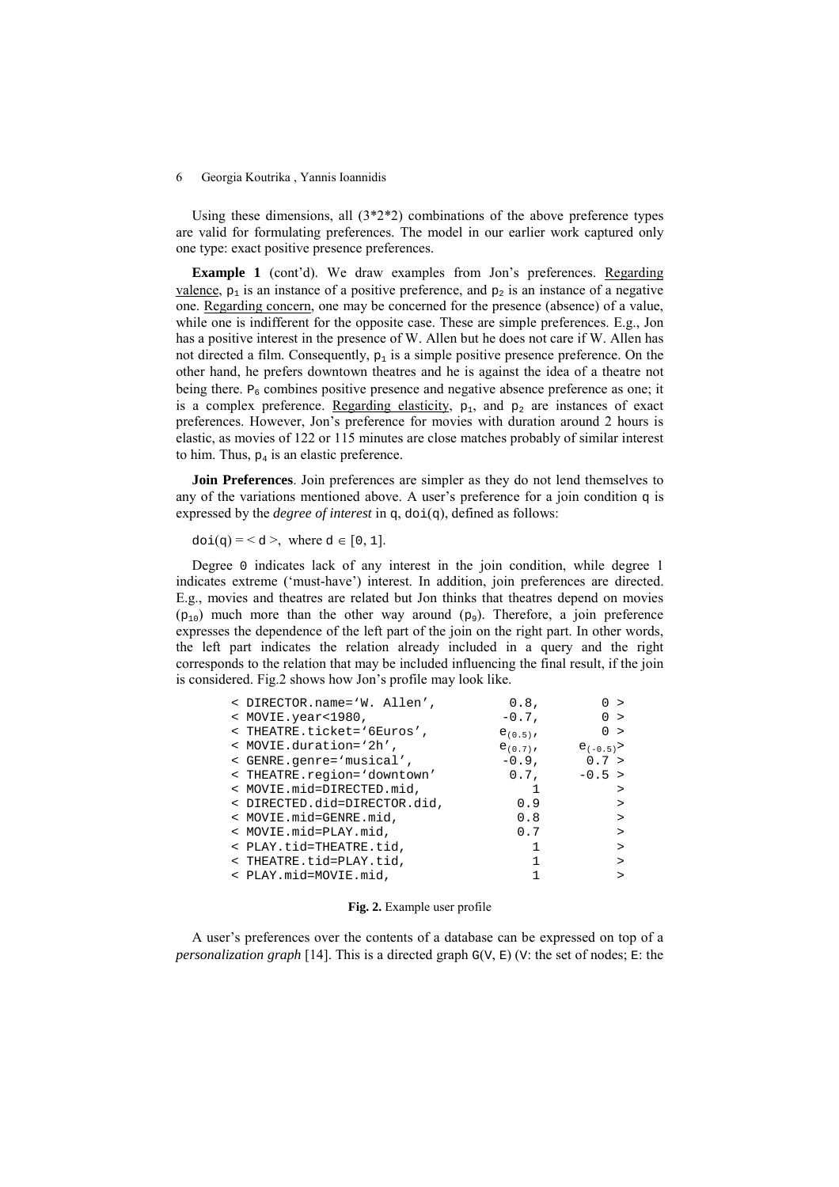Using these dimensions, all (3*2*2) combinations of the above preference types are valid for formulating preferences. The model in our earlier work captured only one type: exact positive presence preferences.

**Example 1** (cont'd). We draw examples from Jon's preferences. Regarding valence, $p_1$ is an instance of a positive preference, and $p_2$ is an instance of a negative one. Regarding concern, one may be concerned for the presence (absence) of a value, while one is indifferent for the opposite case. These are simple preferences. E.g., Jon has a positive interest in the presence of W. Allen but he does not care if W. Allen has not directed a film. Consequently, $p_1$ is a simple positive presence preference. On the other hand, he prefers downtown theatres and he is against the idea of a theatre not being there. $P_6$ combines positive presence and negative absence preference as one; it is a complex preference. Regarding elasticity, $p_1$, and $p_2$ are instances of exact preferences. However, Jon's preference for movies with duration around 2 hours is elastic, as movies of 122 or 115 minutes are close matches probably of similar interest to him. Thus, $p_4$ is an elastic preference.

**Join Preferences**. Join preferences are simpler as they do not lend themselves to any of the variations mentioned above. A user's preference for a join condition q is expressed by the *degree of interest* in q, doi(q), defined as follows:

doi(q) = < d >, where d ∈ [0, 1].

Degree 0 indicates lack of any interest in the join condition, while degree 1 indicates extreme ('must-have') interest. In addition, join preferences are directed. E.g., movies and theatres are related but Jon thinks that theatres depend on movies ($p_{10}$) much more than the other way around ($p_9$). Therefore, a join preference expresses the dependence of the left part of the join on the right part. In other words, the left part indicates the relation already included in a query and the right corresponds to the relation that may be included influencing the final result, if the join is considered. Fig.2 shows how Jon's profile may look like.

```
< DIRECTOR.name='W. Allen',       0.8,        0 >
< MOVIE.year<1980,               -0.7,        0 >
< THEATRE.ticket='6Euros',        e(0.5),     0 >
< MOVIE.duration='2h',            e(0.7),     e(-0.5)>
< GENRE.genre='musical',         -0.9,      0.7 >
< THEATRE.region='downtown'       0.7,     -0.5 >
< MOVIE.mid=DIRECTED.mid,          1            >
< DIRECTED.did=DIRECTOR.did,      0.9           >
< MOVIE.mid=GENRE.mid,            0.8           >
< MOVIE.mid=PLAY.mid,             0.7           >
< PLAY.tid=THEATRE.tid,            1            >
< THEATRE.tid=PLAY.tid,            1            >
< PLAY.mid=MOVIE.mid,              1            >
```

**Fig. 2.** Example user profile

A user's preferences over the contents of a database can be expressed on top of a *personalization graph* [14]. This is a directed graph G(V, E) (V: the set of nodes; E: the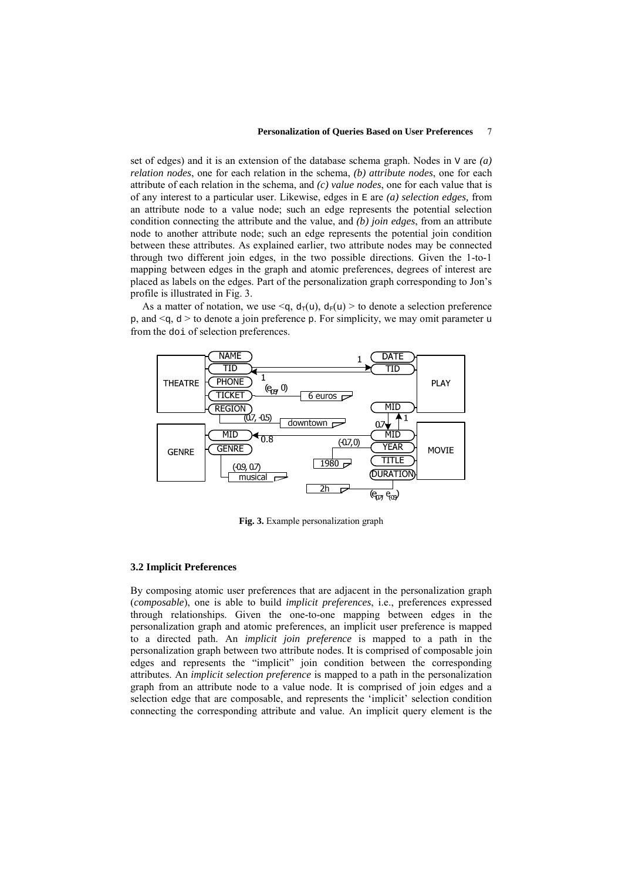set of edges) and it is an extension of the database schema graph. Nodes in V are *(a) relation nodes*, one for each relation in the schema, *(b) attribute nodes*, one for each attribute of each relation in the schema, and *(c) value nodes*, one for each value that is of any interest to a particular user. Likewise, edges in E are *(a) selection edges,* from an attribute node to a value node; such an edge represents the potential selection condition connecting the attribute and the value, and *(b) join edges*, from an attribute node to another attribute node; such an edge represents the potential join condition between these attributes. As explained earlier, two attribute nodes may be connected through two different join edges, in the two possible directions. Given the 1-to-1 mapping between edges in the graph and atomic preferences, degrees of interest are placed as labels on the edges. Part of the personalization graph corresponding to Jon's profile is illustrated in Fig. 3.

As a matter of notation, we use $<q, d_T(u), d_F(u)>$ to denote a selection preference p, and $<q, d>$ to denote a join preference p. For simplicity, we may omit parameter u from the doi of selection preferences.

**Fig. 3.** Example personalization graph

### 3.2 Implicit Preferences

By composing atomic user preferences that are adjacent in the personalization graph (*composable*), one is able to build *implicit preferences*, i.e., preferences expressed through relationships. Given the one-to-one mapping between edges in the personalization graph and atomic preferences, an implicit user preference is mapped to a directed path. An *implicit join preference* is mapped to a path in the personalization graph between two attribute nodes. It is comprised of composable join edges and represents the "implicit" join condition between the corresponding attributes. An *implicit selection preference* is mapped to a path in the personalization graph from an attribute node to a value node. It is comprised of join edges and a selection edge that are composable, and represents the 'implicit' selection condition connecting the corresponding attribute and value. An implicit query element is the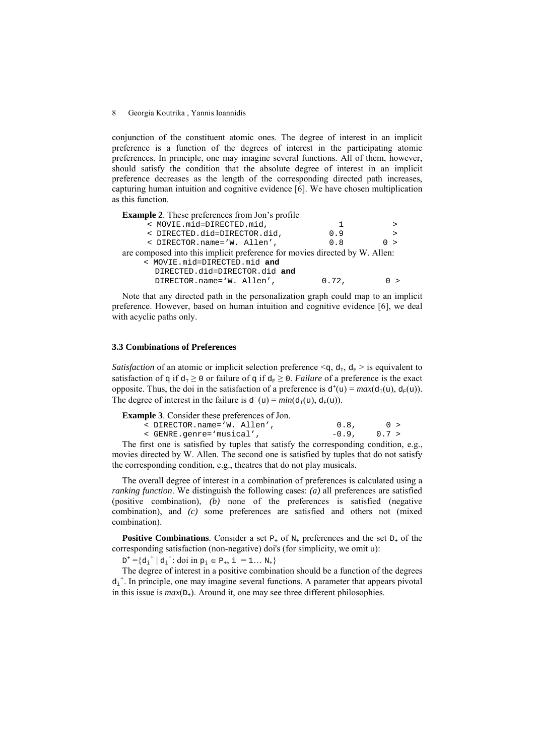conjunction of the constituent atomic ones. The degree of interest in an implicit preference is a function of the degrees of interest in the participating atomic preferences. In principle, one may imagine several functions. All of them, however, should satisfy the condition that the absolute degree of interest in an implicit preference decreases as the length of the corresponding directed path increases, capturing human intuition and cognitive evidence [6]. We have chosen multiplication as this function.

**Example 2**. These preferences from Jon's profile

```
< MOVIE.mid=DIRECTED.mid,            1          >
< DIRECTED.did=DIRECTOR.did,        0.9         >
< DIRECTOR.name='W. Allen',         0.8       0 >
```

are composed into this implicit preference for movies directed by W. Allen:

```
< MOVIE.mid=DIRECTED.mid and
  DIRECTED.did=DIRECTOR.did and
  DIRECTOR.name='W. Allen',         0.72,      0 >
```

Note that any directed path in the personalization graph could map to an implicit preference. However, based on human intuition and cognitive evidence [6], we deal with acyclic paths only.

### 3.3 Combinations of Preferences

*Satisfaction* of an atomic or implicit selection preference $<q, d_T, d_F>$ is equivalent to satisfaction of q if $d_T \geq 0$ or failure of q if $d_F \geq 0$. *Failure* of a preference is the exact opposite. Thus, the doi in the satisfaction of a preference is $d^+(u) = max(d_T(u), d_F(u))$. The degree of interest in the failure is $d^-(u) = min(d_T(u), d_F(u))$.

**Example 3**. Consider these preferences of Jon.

```
< DIRECTOR.name='W. Allen',          0.8,      0 >
< GENRE.genre='musical',            -0.9,    0.7 >
```

The first one is satisfied by tuples that satisfy the corresponding condition, e.g., movies directed by W. Allen. The second one is satisfied by tuples that do not satisfy the corresponding condition, e.g., theatres that do not play musicals.

The overall degree of interest in a combination of preferences is calculated using a *ranking function*. We distinguish the following cases: *(a)* all preferences are satisfied (positive combination), *(b)* none of the preferences is satisfied (negative combination), and *(c)* some preferences are satisfied and others not (mixed combination).

**Positive Combinations**. Consider a set $P_+$ of $N_+$ preferences and the set $D_+$ of the corresponding satisfaction (non-negative) doi's (for simplicity, we omit u):

$D^+ = \{d_i^+ \mid d_i^+: \text{doi in } p_i \in P_+, i = 1\ldots N_+\}$

The degree of interest in a positive combination should be a function of the degrees $d_i^+$. In principle, one may imagine several functions. A parameter that appears pivotal in this issue is $max(D_+)$. Around it, one may see three different philosophies.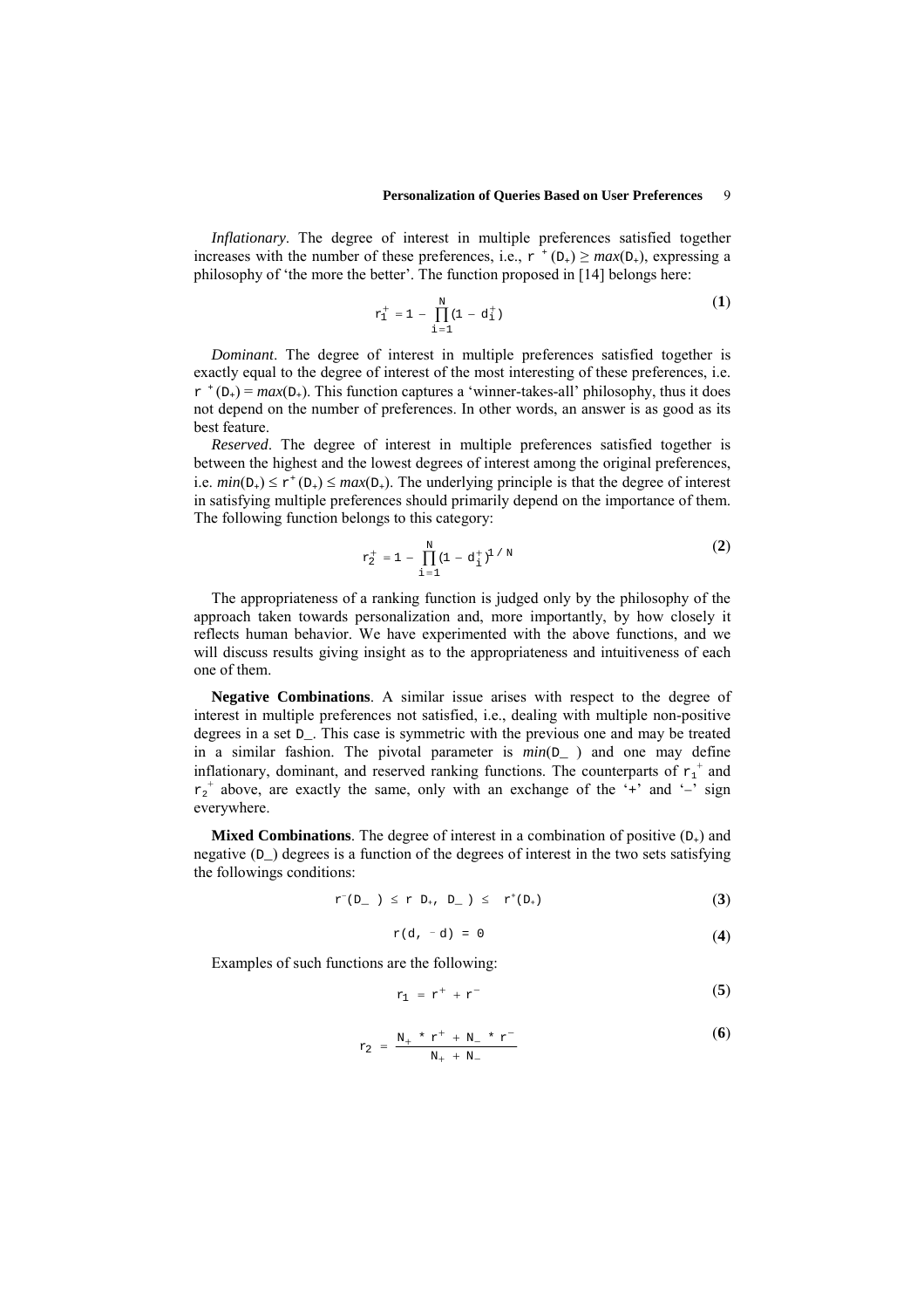*Inflationary*. The degree of interest in multiple preferences satisfied together increases with the number of these preferences, i.e., $r^{+}(D_{+}) \geq max(D_{+})$, expressing a philosophy of 'the more the better'. The function proposed in [14] belongs here:

$$r_1^{+} = 1 - \prod_{i=1}^{N}(1 - d_i^{+}) \tag{1}$$

*Dominant*. The degree of interest in multiple preferences satisfied together is exactly equal to the degree of interest of the most interesting of these preferences, i.e. $r^{+}(D_{+}) = max(D_{+})$. This function captures a 'winner-takes-all' philosophy, thus it does not depend on the number of preferences. In other words, an answer is as good as its best feature.

*Reserved*. The degree of interest in multiple preferences satisfied together is between the highest and the lowest degrees of interest among the original preferences, i.e. $min(D_{+}) \leq r^{+}(D_{+}) \leq max(D_{+})$. The underlying principle is that the degree of interest in satisfying multiple preferences should primarily depend on the importance of them. The following function belongs to this category:

$$r_2^{+} = 1 - \prod_{i=1}^{N}(1 - d_i^{+})^{1/N} \tag{2}$$

The appropriateness of a ranking function is judged only by the philosophy of the approach taken towards personalization and, more importantly, by how closely it reflects human behavior. We have experimented with the above functions, and we will discuss results giving insight as to the appropriateness and intuitiveness of each one of them.

**Negative Combinations**. A similar issue arises with respect to the degree of interest in multiple preferences not satisfied, i.e., dealing with multiple non-positive degrees in a set $D_{-}$. This case is symmetric with the previous one and may be treated in a similar fashion. The pivotal parameter is $min(D_{-})$ and one may define inflationary, dominant, and reserved ranking functions. The counterparts of $r_1^{+}$ and $r_2^{+}$ above, are exactly the same, only with an exchange of the '+' and '–' sign everywhere.

**Mixed Combinations**. The degree of interest in a combination of positive ($D_{+}$) and negative ($D_{-}$) degrees is a function of the degrees of interest in the two sets satisfying the followings conditions:

$$r^{-}(D_{-}) \leq r(D_{+}, D_{-}) \leq r^{+}(D_{+}) \tag{3}$$

$$r(d, -d) = 0 \tag{4}$$

Examples of such functions are the following:

$$r_1 = r^{+} + r^{-} \tag{5}$$

$$r_2 = \frac{N_{+} * r^{+} + N_{-} * r^{-}}{N_{+} + N_{-}} \tag{6}$$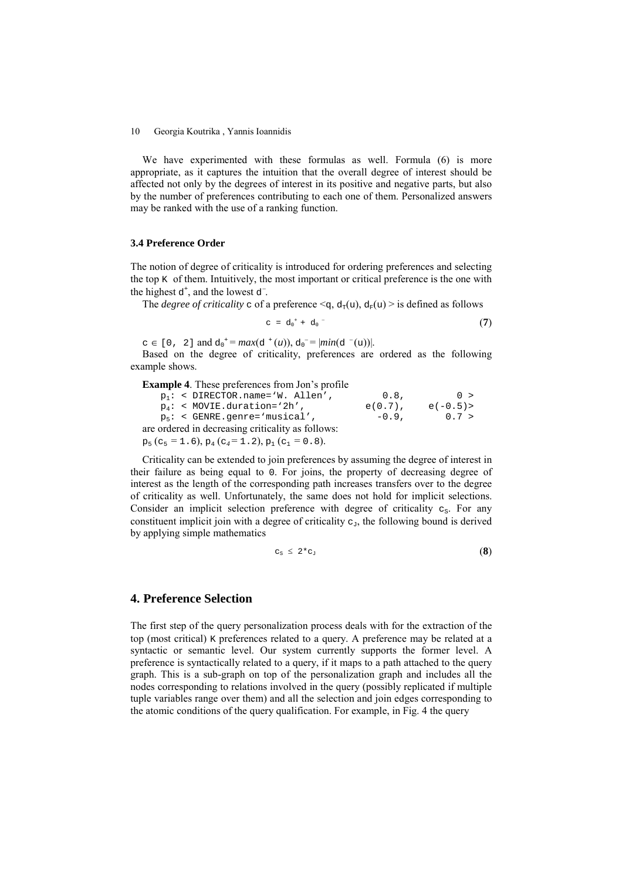We have experimented with these formulas as well. Formula (6) is more appropriate, as it captures the intuition that the overall degree of interest should be affected not only by the degrees of interest in its positive and negative parts, but also by the number of preferences contributing to each one of them. Personalized answers may be ranked with the use of a ranking function.

### 3.4 Preference Order

The notion of degree of criticality is introduced for ordering preferences and selecting the top K of them. Intuitively, the most important or critical preference is the one with the highest $d^+$, and the lowest $d^-$.

The *degree of criticality* c of a preference $<q, d_T(u), d_F(u)>$ is defined as follows

$$c = d_0^+ + d_0^- \tag{7}$$

$c \in [0, 2]$ and $d_0^+ = max(d^+(u))$, $d_0^- = |min(d^-(u))|$.

Based on the degree of criticality, preferences are ordered as the following example shows.

**Example 4**. These preferences from Jon's profile

```
p1: < DIRECTOR.name='W. Allen',     0.8,        0 >
p4: < MOVIE.duration='2h',       e(0.7),    e(-0.5)>
p5: < GENRE.genre='musical',       -0.9,      0.7 >
```

are ordered in decreasing criticality as follows:

$p_5$ ($c_5 = 1.6$), $p_4$ ($c_4 = 1.2$), $p_1$ ($c_1 = 0.8$).

Criticality can be extended to join preferences by assuming the degree of interest in their failure as being equal to 0. For joins, the property of decreasing degree of interest as the length of the corresponding path increases transfers over to the degree of criticality as well. Unfortunately, the same does not hold for implicit selections. Consider an implicit selection preference with degree of criticality $c_S$. For any constituent implicit join with a degree of criticality $c_J$, the following bound is derived by applying simple mathematics

$$c_S \leq 2 * c_J \tag{8}$$

## 4. Preference Selection

The first step of the query personalization process deals with for the extraction of the top (most critical) K preferences related to a query. A preference may be related at a syntactic or semantic level. Our system currently supports the former level. A preference is syntactically related to a query, if it maps to a path attached to the query graph. This is a sub-graph on top of the personalization graph and includes all the nodes corresponding to relations involved in the query (possibly replicated if multiple tuple variables range over them) and all the selection and join edges corresponding to the atomic conditions of the query qualification. For example, in Fig. 4 the query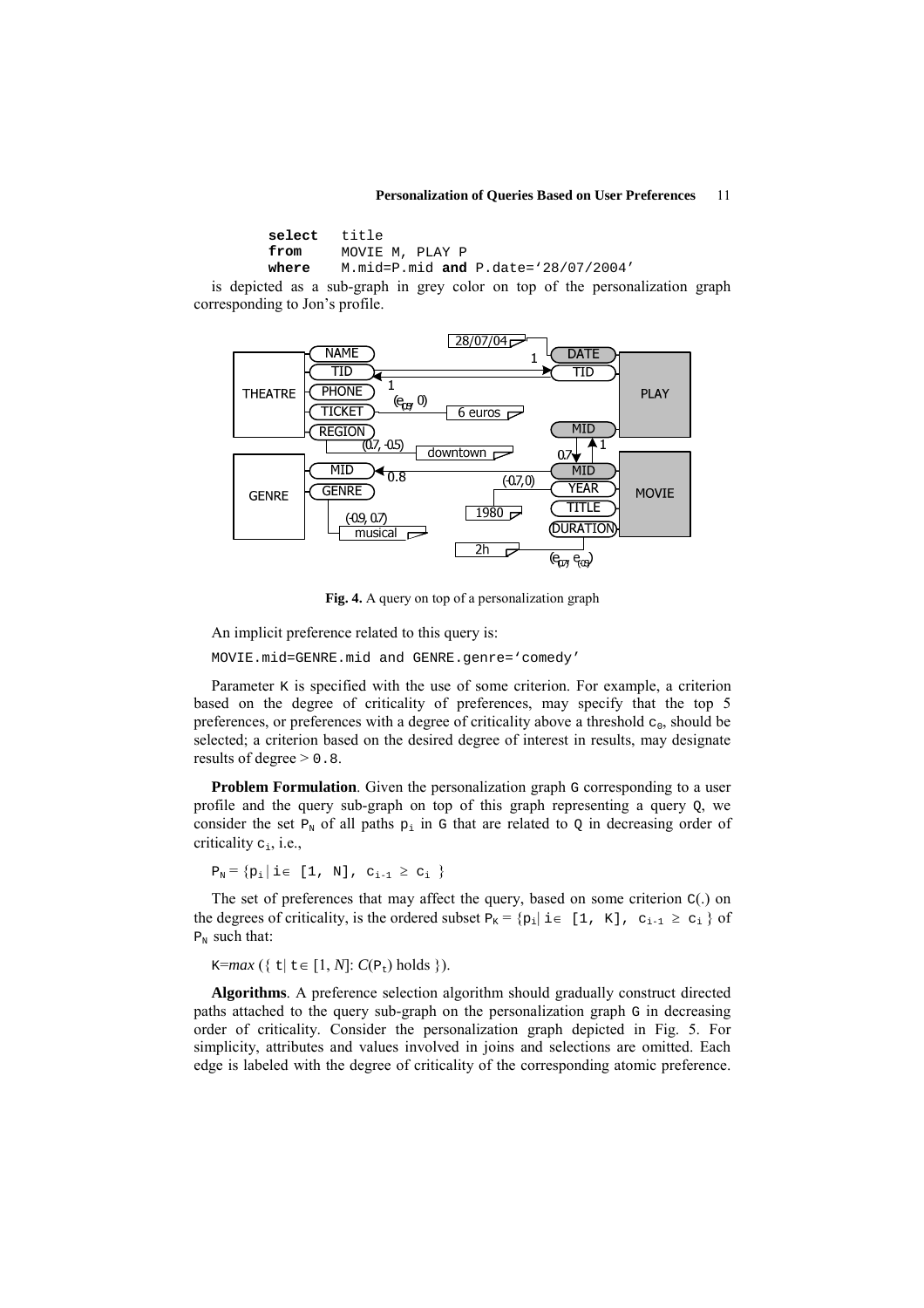```
select   title
from     MOVIE M, PLAY P
where    M.mid=P.mid and P.date='28/07/2004'
```

is depicted as a sub-graph in grey color on top of the personalization graph corresponding to Jon's profile.

**Fig. 4.** A query on top of a personalization graph

An implicit preference related to this query is:

```
MOVIE.mid=GENRE.mid and GENRE.genre='comedy'
```

Parameter K is specified with the use of some criterion. For example, a criterion based on the degree of criticality of preferences, may specify that the top 5 preferences, or preferences with a degree of criticality above a threshold $c_0$, should be selected; a criterion based on the desired degree of interest in results, may designate results of degree > 0.8.

**Problem Formulation**. Given the personalization graph G corresponding to a user profile and the query sub-graph on top of this graph representing a query Q, we consider the set $P_N$ of all paths $p_i$ in G that are related to Q in decreasing order of criticality $c_i$, i.e.,

$$P_N = \{p_i \mid i \in [1, N], c_{i-1} \geq c_i\}$$

The set of preferences that may affect the query, based on some criterion C(.) on the degrees of criticality, is the ordered subset $P_K = \{p_i \mid i \in [1, K], c_{i-1} \geq c_i\}$ of $P_N$ such that:

$$K = max(\{t \mid t \in [1, N]: C(P_t) \text{ holds }\}).$$

**Algorithms**. A preference selection algorithm should gradually construct directed paths attached to the query sub-graph on the personalization graph G in decreasing order of criticality. Consider the personalization graph depicted in Fig. 5. For simplicity, attributes and values involved in joins and selections are omitted. Each edge is labeled with the degree of criticality of the corresponding atomic preference.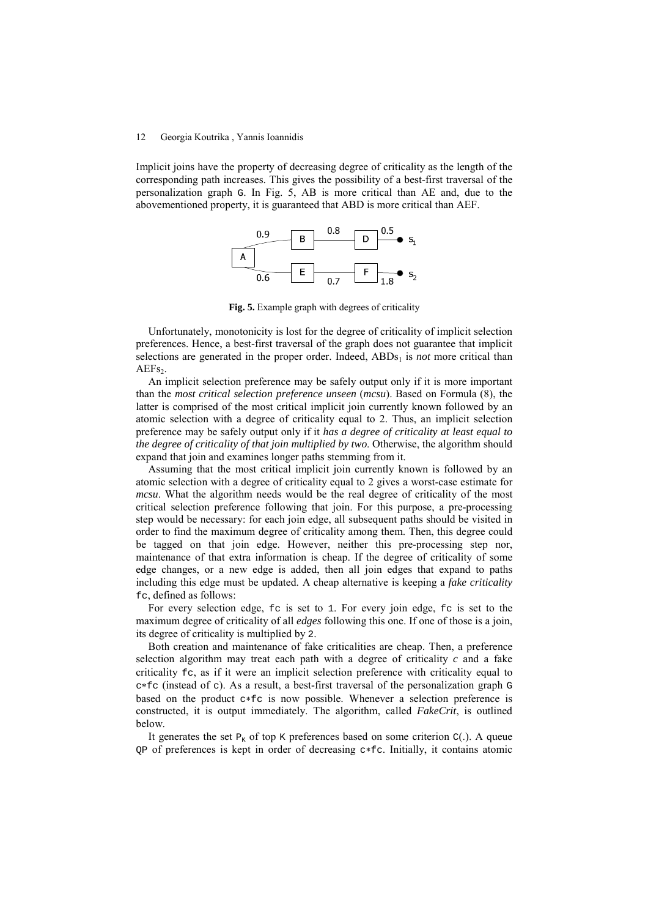Implicit joins have the property of decreasing degree of criticality as the length of the corresponding path increases. This gives the possibility of a best-first traversal of the personalization graph G. In Fig. 5, AB is more critical than AE and, due to the abovementioned property, it is guaranteed that ABD is more critical than AEF.

**Fig. 5.** Example graph with degrees of criticality

Unfortunately, monotonicity is lost for the degree of criticality of implicit selection preferences. Hence, a best-first traversal of the graph does not guarantee that implicit selections are generated in the proper order. Indeed, $ABDs_1$ is *not* more critical than $AEFs_2$.

An implicit selection preference may be safely output only if it is more important than the *most critical selection preference unseen* (*mcsu*). Based on Formula (8), the latter is comprised of the most critical implicit join currently known followed by an atomic selection with a degree of criticality equal to 2. Thus, an implicit selection preference may be safely output only if it *has a degree of criticality at least equal to the degree of criticality of that join multiplied by two*. Otherwise, the algorithm should expand that join and examines longer paths stemming from it.

Assuming that the most critical implicit join currently known is followed by an atomic selection with a degree of criticality equal to 2 gives a worst-case estimate for *mcsu*. What the algorithm needs would be the real degree of criticality of the most critical selection preference following that join. For this purpose, a pre-processing step would be necessary: for each join edge, all subsequent paths should be visited in order to find the maximum degree of criticality among them. Then, this degree could be tagged on that join edge. However, neither this pre-processing step nor, maintenance of that extra information is cheap. If the degree of criticality of some edge changes, or a new edge is added, then all join edges that expand to paths including this edge must be updated. A cheap alternative is keeping a *fake criticality* fc, defined as follows:

For every selection edge, fc is set to 1. For every join edge, fc is set to the maximum degree of criticality of all *edges* following this one. If one of those is a join, its degree of criticality is multiplied by 2.

Both creation and maintenance of fake criticalities are cheap. Then, a preference selection algorithm may treat each path with a degree of criticality *c* and a fake criticality fc, as if it were an implicit selection preference with criticality equal to c∗fc (instead of c). As a result, a best-first traversal of the personalization graph G based on the product c∗fc is now possible. Whenever a selection preference is constructed, it is output immediately. The algorithm, called *FakeCrit*, is outlined below.

It generates the set $P_K$ of top K preferences based on some criterion C(.). A queue QP of preferences is kept in order of decreasing c∗fc. Initially, it contains atomic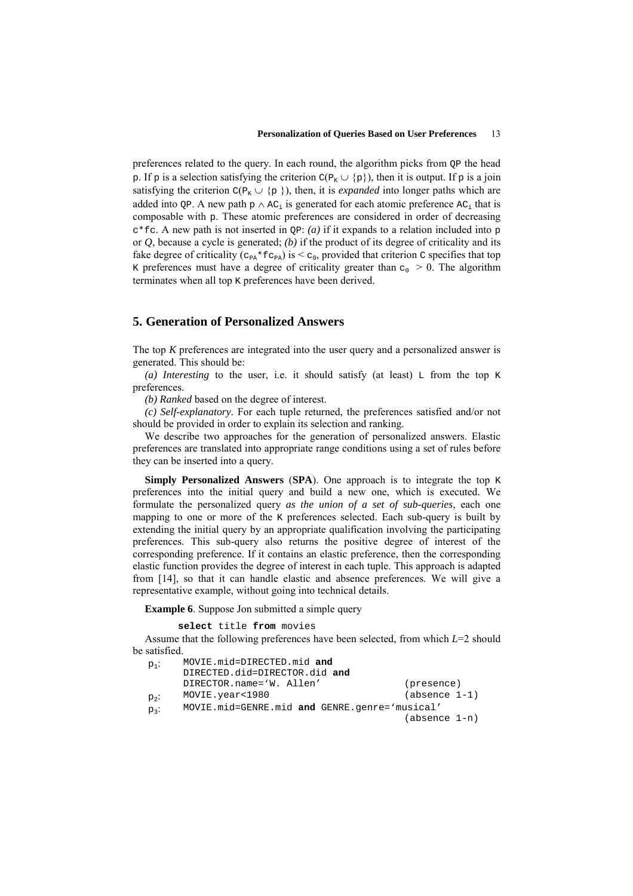preferences related to the query. In each round, the algorithm picks from QP the head p. If p is a selection satisfying the criterion $C(P_K \cup \{p\})$, then it is output. If p is a join satisfying the criterion $C(P_K \cup \{p\})$, then, it is *expanded* into longer paths which are added into QP. A new path $p \wedge AC_i$ is generated for each atomic preference $AC_i$ that is composable with p. These atomic preferences are considered in order of decreasing c*fc. A new path is not inserted in QP: *(a)* if it expands to a relation included into p or *Q*, because a cycle is generated; *(b)* if the product of its degree of criticality and its fake degree of criticality ($c_{PA}*fc_{PA}$) is $< c_0$, provided that criterion C specifies that top K preferences must have a degree of criticality greater than $c_0 > 0$. The algorithm terminates when all top K preferences have been derived.

## 5. Generation of Personalized Answers

The top *K* preferences are integrated into the user query and a personalized answer is generated. This should be:

*(a) Interesting* to the user, i.e. it should satisfy (at least) L from the top K preferences.

*(b) Ranked* based on the degree of interest.

*(c) Self-explanatory*. For each tuple returned, the preferences satisfied and/or not should be provided in order to explain its selection and ranking.

We describe two approaches for the generation of personalized answers. Elastic preferences are translated into appropriate range conditions using a set of rules before they can be inserted into a query.

**Simply Personalized Answers** (**SPA**). One approach is to integrate the top K preferences into the initial query and build a new one, which is executed. We formulate the personalized query *as the union of a set of sub-queries*, each one mapping to one or more of the K preferences selected. Each sub-query is built by extending the initial query by an appropriate qualification involving the participating preferences. This sub-query also returns the positive degree of interest of the corresponding preference. If it contains an elastic preference, then the corresponding elastic function provides the degree of interest in each tuple. This approach is adapted from [14], so that it can handle elastic and absence preferences. We will give a representative example, without going into technical details.

**Example 6**. Suppose Jon submitted a simple query

```
select title from movies
```

Assume that the following preferences have been selected, from which *L*=2 should be satisfied.

```
p1:  MOVIE.mid=DIRECTED.mid and
     DIRECTED.did=DIRECTOR.did and
     DIRECTOR.name='W. Allen'                 (presence)
p2:  MOVIE.year<1980                          (absence 1-1)
p3:  MOVIE.mid=GENRE.mid and GENRE.genre='musical'
                                              (absence 1-n)
```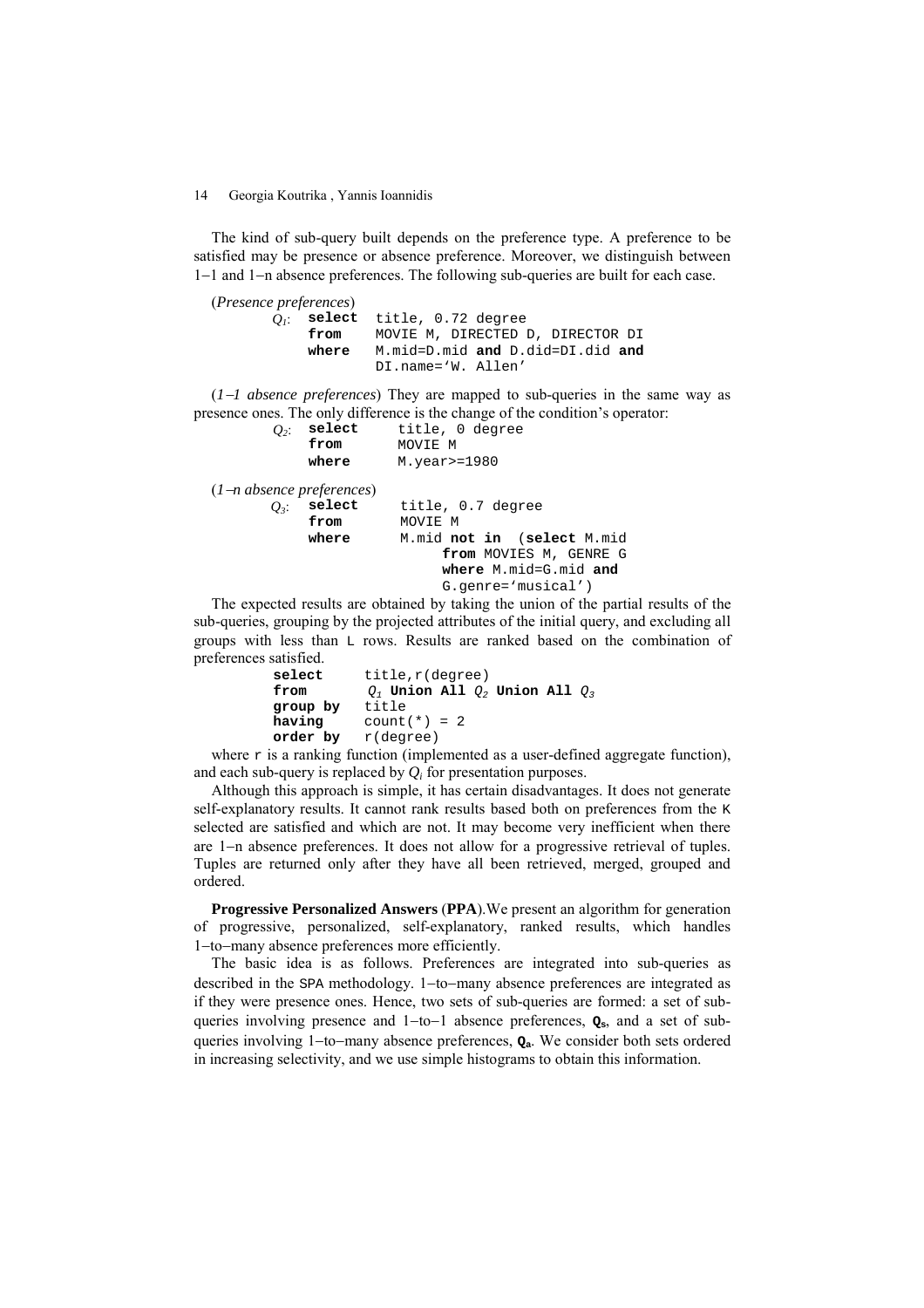The kind of sub-query built depends on the preference type. A preference to be satisfied may be presence or absence preference. Moreover, we distinguish between 1–1 and 1–n absence preferences. The following sub-queries are built for each case.

(*Presence preferences*)

$Q_1$:
```
select  title, 0.72 degree
from    MOVIE M, DIRECTED D, DIRECTOR DI
where   M.mid=D.mid and D.did=DI.did and
        DI.name='W. Allen'
```

(*1–1 absence preferences*) They are mapped to sub-queries in the same way as presence ones. The only difference is the change of the condition's operator:

$Q_2$:
```
select    title, 0 degree
from      MOVIE M
where     M.year>=1980
```

(*1–n absence preferences*)

$Q_3$:
```
select    title, 0.7 degree
from      MOVIE M
where     M.mid not in  (select M.mid
                from MOVIES M, GENRE G
                where M.mid=G.mid and
                G.genre='musical')
```

The expected results are obtained by taking the union of the partial results of the sub-queries, grouping by the projected attributes of the initial query, and excluding all groups with less than L rows. Results are ranked based on the combination of preferences satisfied.

```
select     title,r(degree)
from       Q1 Union All Q2 Union All Q3
group by   title
having     count(*) = 2
order by   r(degree)
```

where r is a ranking function (implemented as a user-defined aggregate function), and each sub-query is replaced by $Q_i$ for presentation purposes.

Although this approach is simple, it has certain disadvantages. It does not generate self-explanatory results. It cannot rank results based both on preferences from the K selected are satisfied and which are not. It may become very inefficient when there are 1–n absence preferences. It does not allow for a progressive retrieval of tuples. Tuples are returned only after they have all been retrieved, merged, grouped and ordered.

**Progressive Personalized Answers** (**PPA**).We present an algorithm for generation of progressive, personalized, self-explanatory, ranked results, which handles 1–to–many absence preferences more efficiently.

The basic idea is as follows. Preferences are integrated into sub-queries as described in the SPA methodology. 1–to–many absence preferences are integrated as if they were presence ones. Hence, two sets of sub-queries are formed: a set of sub-queries involving presence and 1–to–1 absence preferences, $\mathbf{Q_s}$, and a set of sub-queries involving 1–to–many absence preferences, $\mathbf{Q_a}$. We consider both sets ordered in increasing selectivity, and we use simple histograms to obtain this information.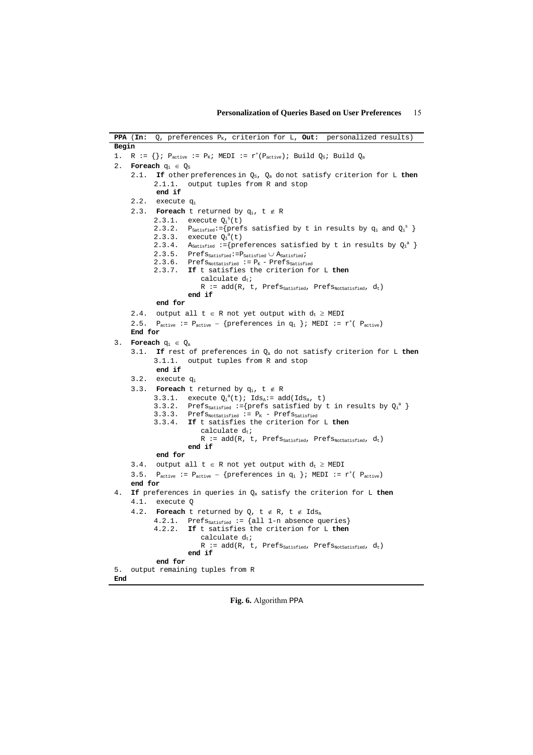```
PPA (In: Q, preferences P_K, criterion for L, Out: personalized results)
Begin
1.  R := {}; P_active := P_K; MEDI := r^+(P_active); Build Q_S; Build Q_a
2.  Foreach q_i ∈ Q_S
    2.1.  If other preferences in Q_S, Q_a do not satisfy criterion for L then
          2.1.1.  output tuples from R and stop
          end if
    2.2.  execute q_i
    2.3.  Foreach t returned by q_i, t ∉ R
          2.3.1.  execute Q_i^s(t)
          2.3.2.  P_Satisfied:={prefs satisfied by t in results by q_i and Q_i^s }
          2.3.3.  execute Q_i^a(t)
          2.3.4.  A_Satisfied :={preferences satisfied by t in results by Q_i^a }
          2.3.5.  Prefs_Satisfied:=P_Satisfied ∪ A_Satisfied;
          2.3.6.  Prefs_NotSatisfied := P_K - Prefs_Satisfied
          2.3.7.  If t satisfies the criterion for L then
                      calculate d_t;
                      R := add(R, t, Prefs_Satisfied, Prefs_NotSatisfied, d_t)
                  end if
          end for
    2.4.  output all t ∈ R not yet output with d_t ≥ MEDI
    2.5.  P_active := P_active – {preferences in q_i }; MEDI := r^+( P_active)
    End for
3.  Foreach q_i ∈ Q_a
    3.1.  If rest of preferences in Q_a do not satisfy criterion for L then
          3.1.1.  output tuples from R and stop
          end if
    3.2.  execute q_i
    3.3.  Foreach t returned by q_i, t ∉ R
          3.3.1.  execute Q_i^a(t); Ids_A:= add(Ids_A, t)
          3.3.2.  Prefs_Satisfied :={prefs satisfied by t in results by Q_i^a }
          3.3.3.  Prefs_NotSatisfied := P_K - Prefs_Satisfied
          3.3.4.  If t satisfies the criterion for L then
                      calculate d_t;
                      R := add(R, t, Prefs_Satisfied, Prefs_NotSatisfied, d_t)
                  end if
          end for
    3.4.  output all t ∈ R not yet output with d_t ≥ MEDI
    3.5.  P_active := P_active – {preferences in q_i }; MEDI := r^+( P_active)
    end for
4.  If preferences in queries in Q_a satisfy the criterion for L then
    4.1.  execute Q
    4.2.  Foreach t returned by Q, t ∉ R, t ∉ Ids_A
          4.2.1.  Prefs_Satisfied := {all 1-n absence queries}
          4.2.2.  If t satisfies the criterion for L then
                      calculate d_t;
                      R := add(R, t, Prefs_Satisfied, Prefs_NotSatisfied, d_t)
                  end if
          end for
5.  output remaining tuples from R
End
```

**Fig. 6.** Algorithm PPA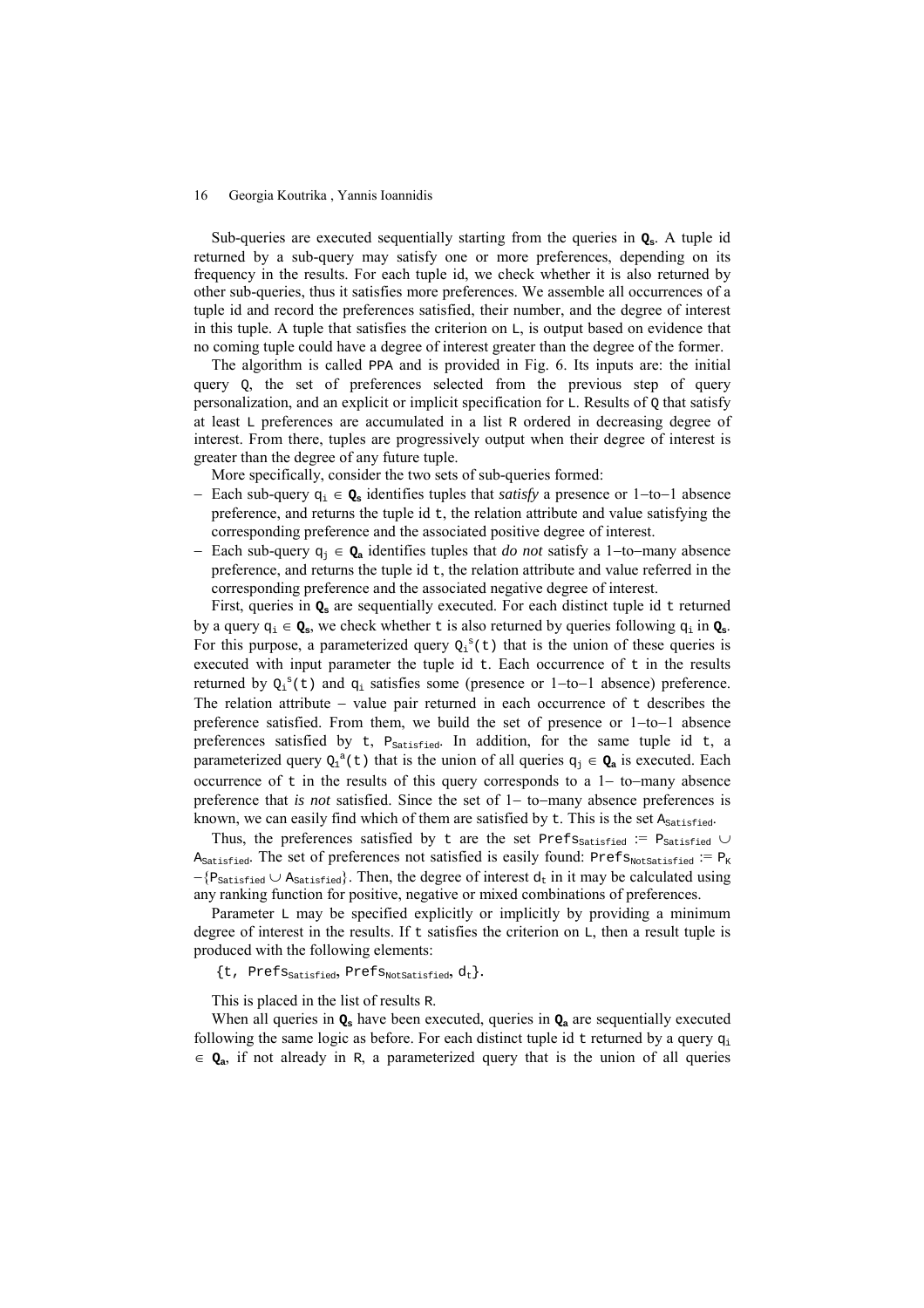Sub-queries are executed sequentially starting from the queries in $\mathbf{Q_s}$. A tuple id returned by a sub-query may satisfy one or more preferences, depending on its frequency in the results. For each tuple id, we check whether it is also returned by other sub-queries, thus it satisfies more preferences. We assemble all occurrences of a tuple id and record the preferences satisfied, their number, and the degree of interest in this tuple. A tuple that satisfies the criterion on L, is output based on evidence that no coming tuple could have a degree of interest greater than the degree of the former.

The algorithm is called PPA and is provided in Fig. 6. Its inputs are: the initial query Q, the set of preferences selected from the previous step of query personalization, and an explicit or implicit specification for L. Results of Q that satisfy at least L preferences are accumulated in a list R ordered in decreasing degree of interest. From there, tuples are progressively output when their degree of interest is greater than the degree of any future tuple.

More specifically, consider the two sets of sub-queries formed:

- Each sub-query $q_i \in \mathbf{Q_s}$ identifies tuples that *satisfy* a presence or 1–to–1 absence preference, and returns the tuple id t, the relation attribute and value satisfying the corresponding preference and the associated positive degree of interest.
- Each sub-query $q_j \in \mathbf{Q_a}$ identifies tuples that *do not* satisfy a 1–to–many absence preference, and returns the tuple id t, the relation attribute and value referred in the corresponding preference and the associated negative degree of interest.

First, queries in $\mathbf{Q_s}$ are sequentially executed. For each distinct tuple id t returned by a query $q_i \in \mathbf{Q_s}$, we check whether t is also returned by queries following $q_i$ in $\mathbf{Q_s}$. For this purpose, a parameterized query $Q_i^s(t)$ that is the union of these queries is executed with input parameter the tuple id t. Each occurrence of t in the results returned by $Q_i^s(t)$ and $q_i$ satisfies some (presence or 1–to–1 absence) preference. The relation attribute – value pair returned in each occurrence of t describes the preference satisfied. From them, we build the set of presence or 1–to–1 absence preferences satisfied by t, $P_{Satisfied}$. In addition, for the same tuple id t, a parameterized query $Q_i^a(t)$ that is the union of all queries $q_j \in \mathbf{Q_a}$ is executed. Each occurrence of t in the results of this query corresponds to a 1– to–many absence preference that *is not* satisfied. Since the set of 1– to–many absence preferences is known, we can easily find which of them are satisfied by t. This is the set $A_{Satisfied}$.

Thus, the preferences satisfied by t are the set $Prefs_{Satisfied} := P_{Satisfied} \cup A_{Satisfied}$. The set of preferences not satisfied is easily found: $Prefs_{NotSatisfied} := P_K - \{P_{Satisfied} \cup A_{Satisfied}\}$. Then, the degree of interest $d_t$ in it may be calculated using any ranking function for positive, negative or mixed combinations of preferences.

Parameter L may be specified explicitly or implicitly by providing a minimum degree of interest in the results. If t satisfies the criterion on L, then a result tuple is produced with the following elements:

$\{t,\ Prefs_{Satisfied},\ Prefs_{NotSatisfied},\ d_t\}$.

This is placed in the list of results R.

When all queries in $\mathbf{Q_s}$ have been executed, queries in $\mathbf{Q_a}$ are sequentially executed following the same logic as before. For each distinct tuple id t returned by a query $q_i \in \mathbf{Q_a}$, if not already in R, a parameterized query that is the union of all queries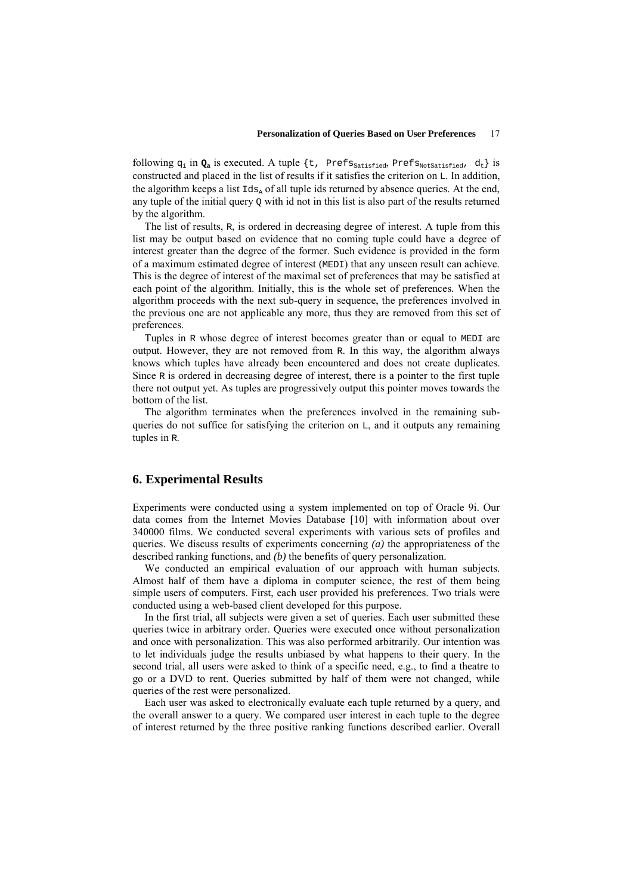following $q_i$ in $\mathbf{Q_a}$ is executed. A tuple {t, $Prefs_{Satisfied}$, $Prefs_{NotSatisfied}$, $d_t$} is constructed and placed in the list of results if it satisfies the criterion on L. In addition, the algorithm keeps a list $Ids_A$ of all tuple ids returned by absence queries. At the end, any tuple of the initial query Q with id not in this list is also part of the results returned by the algorithm.

The list of results, R, is ordered in decreasing degree of interest. A tuple from this list may be output based on evidence that no coming tuple could have a degree of interest greater than the degree of the former. Such evidence is provided in the form of a maximum estimated degree of interest (MEDI) that any unseen result can achieve. This is the degree of interest of the maximal set of preferences that may be satisfied at each point of the algorithm. Initially, this is the whole set of preferences. When the algorithm proceeds with the next sub-query in sequence, the preferences involved in the previous one are not applicable any more, thus they are removed from this set of preferences.

Tuples in R whose degree of interest becomes greater than or equal to MEDI are output. However, they are not removed from R. In this way, the algorithm always knows which tuples have already been encountered and does not create duplicates. Since R is ordered in decreasing degree of interest, there is a pointer to the first tuple there not output yet. As tuples are progressively output this pointer moves towards the bottom of the list.

The algorithm terminates when the preferences involved in the remaining sub-queries do not suffice for satisfying the criterion on L, and it outputs any remaining tuples in R.

## 6. Experimental Results

Experiments were conducted using a system implemented on top of Oracle 9i. Our data comes from the Internet Movies Database [10] with information about over 340000 films. We conducted several experiments with various sets of profiles and queries. We discuss results of experiments concerning *(a)* the appropriateness of the described ranking functions, and *(b)* the benefits of query personalization.

We conducted an empirical evaluation of our approach with human subjects. Almost half of them have a diploma in computer science, the rest of them being simple users of computers. First, each user provided his preferences. Two trials were conducted using a web-based client developed for this purpose.

In the first trial, all subjects were given a set of queries. Each user submitted these queries twice in arbitrary order. Queries were executed once without personalization and once with personalization. This was also performed arbitrarily. Our intention was to let individuals judge the results unbiased by what happens to their query. In the second trial, all users were asked to think of a specific need, e.g., to find a theatre to go or a DVD to rent. Queries submitted by half of them were not changed, while queries of the rest were personalized.

Each user was asked to electronically evaluate each tuple returned by a query, and the overall answer to a query. We compared user interest in each tuple to the degree of interest returned by the three positive ranking functions described earlier. Overall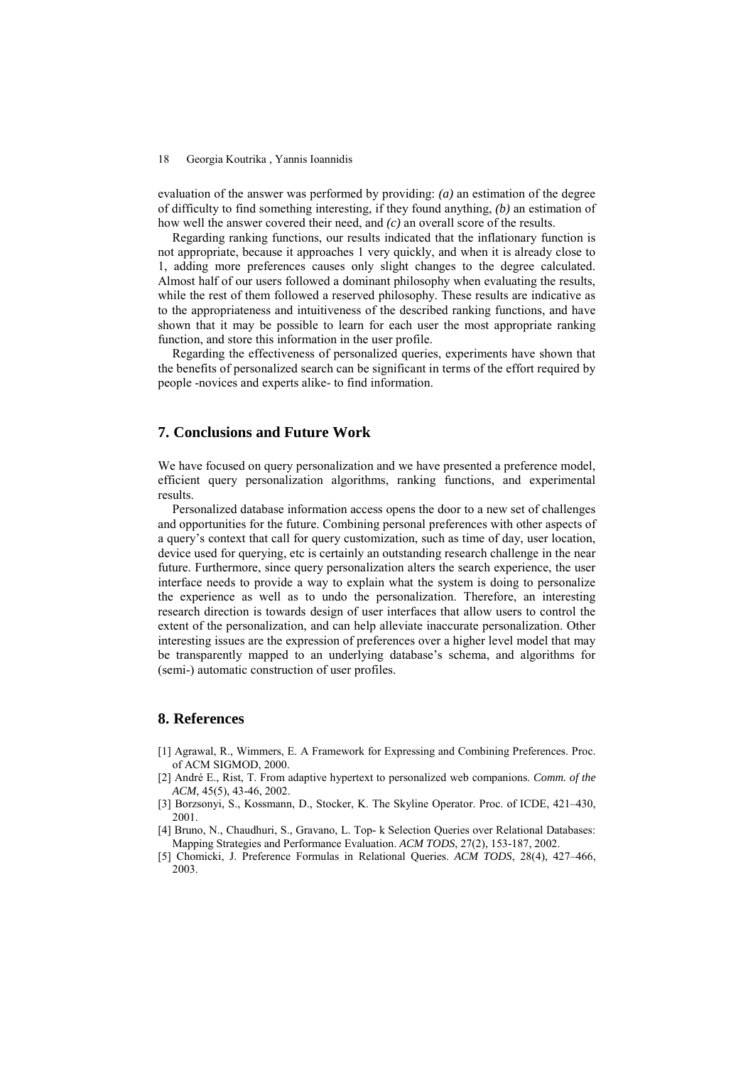evaluation of the answer was performed by providing: *(a)* an estimation of the degree of difficulty to find something interesting, if they found anything, *(b)* an estimation of how well the answer covered their need, and *(c)* an overall score of the results.

Regarding ranking functions, our results indicated that the inflationary function is not appropriate, because it approaches 1 very quickly, and when it is already close to 1, adding more preferences causes only slight changes to the degree calculated. Almost half of our users followed a dominant philosophy when evaluating the results, while the rest of them followed a reserved philosophy. These results are indicative as to the appropriateness and intuitiveness of the described ranking functions, and have shown that it may be possible to learn for each user the most appropriate ranking function, and store this information in the user profile.

Regarding the effectiveness of personalized queries, experiments have shown that the benefits of personalized search can be significant in terms of the effort required by people -novices and experts alike- to find information.

## 7. Conclusions and Future Work

We have focused on query personalization and we have presented a preference model, efficient query personalization algorithms, ranking functions, and experimental results.

Personalized database information access opens the door to a new set of challenges and opportunities for the future. Combining personal preferences with other aspects of a query's context that call for query customization, such as time of day, user location, device used for querying, etc is certainly an outstanding research challenge in the near future. Furthermore, since query personalization alters the search experience, the user interface needs to provide a way to explain what the system is doing to personalize the experience as well as to undo the personalization. Therefore, an interesting research direction is towards design of user interfaces that allow users to control the extent of the personalization, and can help alleviate inaccurate personalization. Other interesting issues are the expression of preferences over a higher level model that may be transparently mapped to an underlying database's schema, and algorithms for (semi-) automatic construction of user profiles.

## 8. References

[1] Agrawal, R., Wimmers, E. A Framework for Expressing and Combining Preferences. Proc. of ACM SIGMOD, 2000.

[2] André E., Rist, T. From adaptive hypertext to personalized web companions. *Comm. of the ACM*, 45(5), 43-46, 2002.

[3] Borzsonyi, S., Kossmann, D., Stocker, K. The Skyline Operator. Proc. of ICDE, 421–430, 2001.

[4] Bruno, N., Chaudhuri, S., Gravano, L. Top- k Selection Queries over Relational Databases: Mapping Strategies and Performance Evaluation. *ACM TODS*, 27(2), 153-187, 2002.

[5] Chomicki, J. Preference Formulas in Relational Queries. *ACM TODS*, 28(4), 427–466, 2003.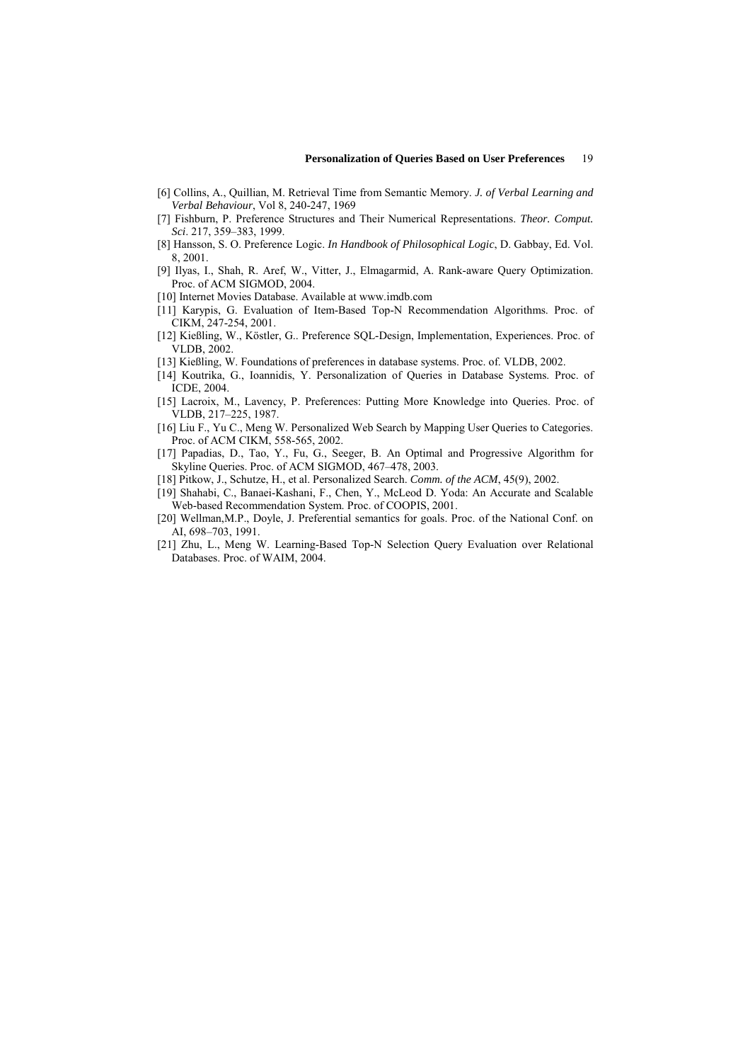[6] Collins, A., Quillian, M. Retrieval Time from Semantic Memory. *J. of Verbal Learning and Verbal Behaviour*, Vol 8, 240-247, 1969

[7] Fishburn, P. Preference Structures and Their Numerical Representations. *Theor. Comput. Sci*. 217, 359–383, 1999.

[8] Hansson, S. O. Preference Logic. *In Handbook of Philosophical Logic*, D. Gabbay, Ed. Vol. 8, 2001.

[9] Ilyas, I., Shah, R. Aref, W., Vitter, J., Elmagarmid, A. Rank-aware Query Optimization. Proc. of ACM SIGMOD, 2004.

[10] Internet Movies Database. Available at www.imdb.com

[11] Karypis, G. Evaluation of Item-Based Top-N Recommendation Algorithms. Proc. of CIKM, 247-254, 2001.

[12] Kießling, W., Köstler, G.. Preference SQL-Design, Implementation, Experiences. Proc. of VLDB, 2002.

[13] Kießling, W. Foundations of preferences in database systems. Proc. of. VLDB, 2002.

[14] Koutrika, G., Ioannidis, Y. Personalization of Queries in Database Systems. Proc. of ICDE, 2004.

[15] Lacroix, M., Lavency, P. Preferences: Putting More Knowledge into Queries. Proc. of VLDB, 217–225, 1987.

[16] Liu F., Yu C., Meng W. Personalized Web Search by Mapping User Queries to Categories. Proc. of ACM CIKM, 558-565, 2002.

[17] Papadias, D., Tao, Y., Fu, G., Seeger, B. An Optimal and Progressive Algorithm for Skyline Queries. Proc. of ACM SIGMOD, 467–478, 2003.

[18] Pitkow, J., Schutze, H., et al. Personalized Search. *Comm. of the ACM*, 45(9), 2002.

[19] Shahabi, C., Banaei-Kashani, F., Chen, Y., McLeod D. Yoda: An Accurate and Scalable Web-based Recommendation System. Proc. of COOPIS, 2001.

[20] Wellman,M.P., Doyle, J. Preferential semantics for goals. Proc. of the National Conf. on AI, 698–703, 1991.

[21] Zhu, L., Meng W. Learning-Based Top-N Selection Query Evaluation over Relational Databases. Proc. of WAIM, 2004.